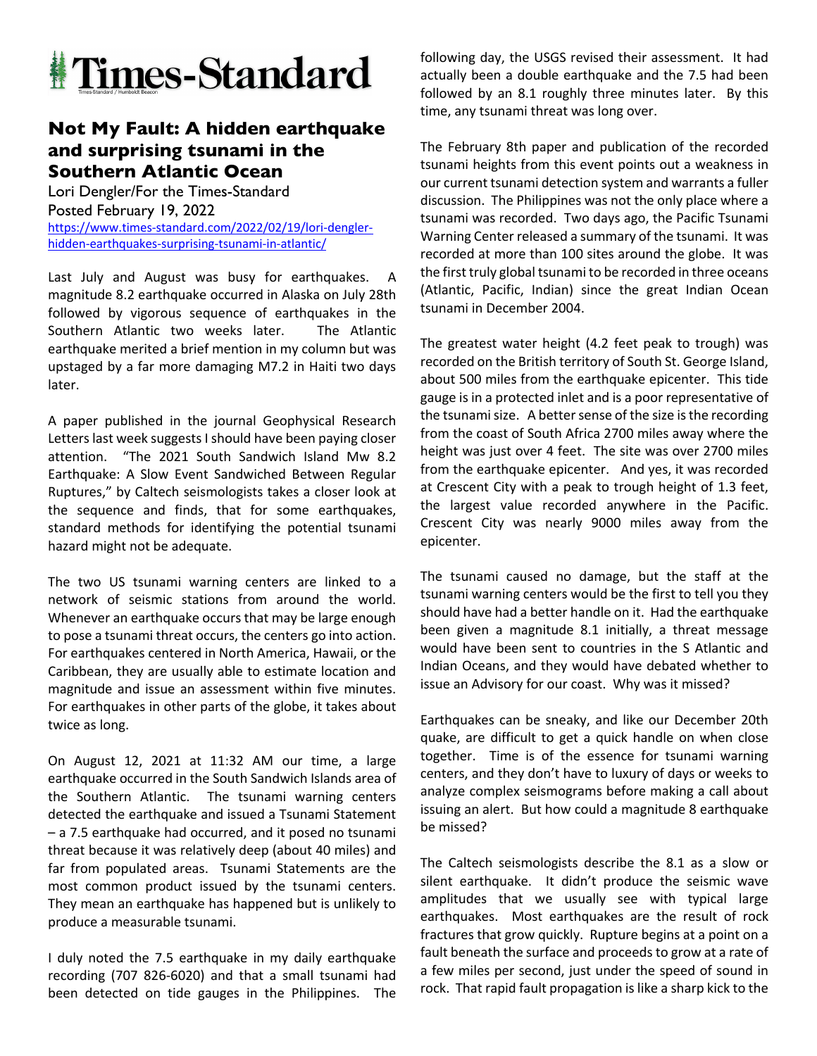Times-Standard

## Not My Fault: A hidden earthquake and surprising tsunami in the Southern Atlantic Ocean

Lori Dengler/For the Times-Standard
Posted February 19, 2022
https://www.times-standard.com/2022/02/19/lori-dengler-hidden-earthquakes-surprising-tsunami-in-atlantic/

Last July and August was busy for earthquakes. A magnitude 8.2 earthquake occurred in Alaska on July 28th followed by vigorous sequence of earthquakes in the Southern Atlantic two weeks later. The Atlantic earthquake merited a brief mention in my column but was upstaged by a far more damaging M7.2 in Haiti two days later.

A paper published in the journal Geophysical Research Letters last week suggests I should have been paying closer attention. "The 2021 South Sandwich Island Mw 8.2 Earthquake: A Slow Event Sandwiched Between Regular Ruptures," by Caltech seismologists takes a closer look at the sequence and finds, that for some earthquakes, standard methods for identifying the potential tsunami hazard might not be adequate.

The two US tsunami warning centers are linked to a network of seismic stations from around the world. Whenever an earthquake occurs that may be large enough to pose a tsunami threat occurs, the centers go into action. For earthquakes centered in North America, Hawaii, or the Caribbean, they are usually able to estimate location and magnitude and issue an assessment within five minutes. For earthquakes in other parts of the globe, it takes about twice as long.

On August 12, 2021 at 11:32 AM our time, a large earthquake occurred in the South Sandwich Islands area of the Southern Atlantic. The tsunami warning centers detected the earthquake and issued a Tsunami Statement – a 7.5 earthquake had occurred, and it posed no tsunami threat because it was relatively deep (about 40 miles) and far from populated areas. Tsunami Statements are the most common product issued by the tsunami centers. They mean an earthquake has happened but is unlikely to produce a measurable tsunami.

I duly noted the 7.5 earthquake in my daily earthquake recording (707 826-6020) and that a small tsunami had been detected on tide gauges in the Philippines. The following day, the USGS revised their assessment. It had actually been a double earthquake and the 7.5 had been followed by an 8.1 roughly three minutes later. By this time, any tsunami threat was long over.

The February 8th paper and publication of the recorded tsunami heights from this event points out a weakness in our current tsunami detection system and warrants a fuller discussion. The Philippines was not the only place where a tsunami was recorded. Two days ago, the Pacific Tsunami Warning Center released a summary of the tsunami. It was recorded at more than 100 sites around the globe. It was the first truly global tsunami to be recorded in three oceans (Atlantic, Pacific, Indian) since the great Indian Ocean tsunami in December 2004.

The greatest water height (4.2 feet peak to trough) was recorded on the British territory of South St. George Island, about 500 miles from the earthquake epicenter. This tide gauge is in a protected inlet and is a poor representative of the tsunami size. A better sense of the size is the recording from the coast of South Africa 2700 miles away where the height was just over 4 feet. The site was over 2700 miles from the earthquake epicenter. And yes, it was recorded at Crescent City with a peak to trough height of 1.3 feet, the largest value recorded anywhere in the Pacific. Crescent City was nearly 9000 miles away from the epicenter.

The tsunami caused no damage, but the staff at the tsunami warning centers would be the first to tell you they should have had a better handle on it. Had the earthquake been given a magnitude 8.1 initially, a threat message would have been sent to countries in the S Atlantic and Indian Oceans, and they would have debated whether to issue an Advisory for our coast. Why was it missed?

Earthquakes can be sneaky, and like our December 20th quake, are difficult to get a quick handle on when close together. Time is of the essence for tsunami warning centers, and they don't have to luxury of days or weeks to analyze complex seismograms before making a call about issuing an alert. But how could a magnitude 8 earthquake be missed?

The Caltech seismologists describe the 8.1 as a slow or silent earthquake. It didn't produce the seismic wave amplitudes that we usually see with typical large earthquakes. Most earthquakes are the result of rock fractures that grow quickly. Rupture begins at a point on a fault beneath the surface and proceeds to grow at a rate of a few miles per second, just under the speed of sound in rock. That rapid fault propagation is like a sharp kick to the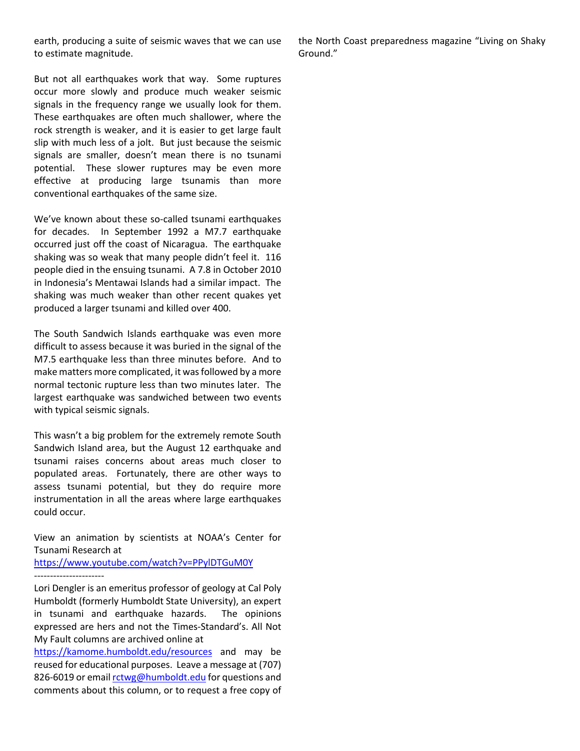earth, producing a suite of seismic waves that we can use to estimate magnitude.

But not all earthquakes work that way. Some ruptures occur more slowly and produce much weaker seismic signals in the frequency range we usually look for them. These earthquakes are often much shallower, where the rock strength is weaker, and it is easier to get large fault slip with much less of a jolt. But just because the seismic signals are smaller, doesn't mean there is no tsunami potential. These slower ruptures may be even more effective at producing large tsunamis than more conventional earthquakes of the same size.

We've known about these so-called tsunami earthquakes for decades. In September 1992 a M7.7 earthquake occurred just off the coast of Nicaragua. The earthquake shaking was so weak that many people didn't feel it. 116 people died in the ensuing tsunami. A 7.8 in October 2010 in Indonesia's Mentawai Islands had a similar impact. The shaking was much weaker than other recent quakes yet produced a larger tsunami and killed over 400.

The South Sandwich Islands earthquake was even more difficult to assess because it was buried in the signal of the M7.5 earthquake less than three minutes before. And to make matters more complicated, it was followed by a more normal tectonic rupture less than two minutes later. The largest earthquake was sandwiched between two events with typical seismic signals.

This wasn't a big problem for the extremely remote South Sandwich Island area, but the August 12 earthquake and tsunami raises concerns about areas much closer to populated areas. Fortunately, there are other ways to assess tsunami potential, but they do require more instrumentation in all the areas where large earthquakes could occur.

View an animation by scientists at NOAA's Center for Tsunami Research at
https://www.youtube.com/watch?v=PPylDTGuM0Y

----------------------

Lori Dengler is an emeritus professor of geology at Cal Poly Humboldt (formerly Humboldt State University), an expert in tsunami and earthquake hazards. The opinions expressed are hers and not the Times-Standard's. All Not My Fault columns are archived online at https://kamome.humboldt.edu/resources and may be reused for educational purposes. Leave a message at (707) 826-6019 or email rctwg@humboldt.edu for questions and comments about this column, or to request a free copy of the North Coast preparedness magazine "Living on Shaky Ground."